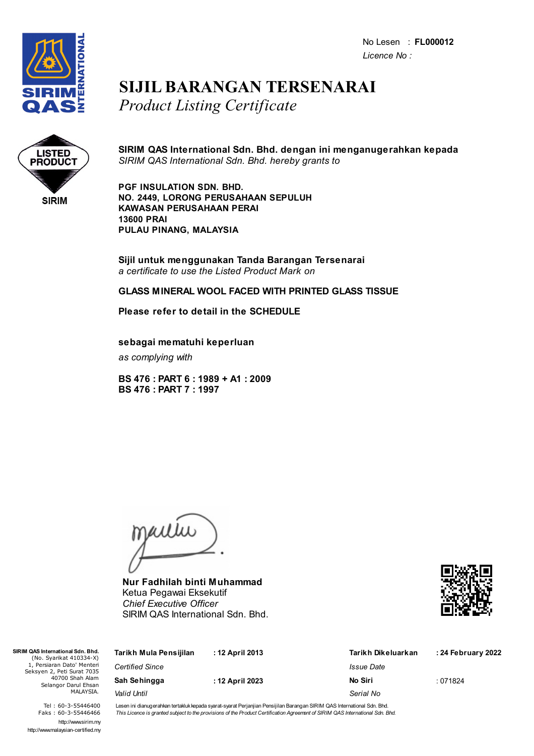No Lesen : **FL000012**
*Licence No :*

# SIJIL BARANGAN TERSENARAI
*Product Listing Certificate*

LISTED PRODUCT
SIRIM

**SIRIM QAS International Sdn. Bhd. dengan ini menganugerahkan kepada**
*SIRIM QAS International Sdn. Bhd. hereby grants to*

**PGF INSULATION SDN. BHD.**
**NO. 2449, LORONG PERUSAHAAN SEPULUH**
**KAWASAN PERUSAHAAN PERAI**
**13600 PRAI**
**PULAU PINANG, MALAYSIA**

**Sijil untuk menggunakan Tanda Barangan Tersenarai**
*a certificate to use the Listed Product Mark on*

**GLASS MINERAL WOOL FACED WITH PRINTED GLASS TISSUE**

**Please refer to detail in the SCHEDULE**

**sebagai mematuhi keperluan**
*as complying with*

**BS 476 : PART 6 : 1989 + A1 : 2009**
**BS 476 : PART 7 : 1997**

**Nur Fadhilah binti Muhammad**
Ketua Pegawai Eksekutif
*Chief Executive Officer*
SIRIM QAS International Sdn. Bhd.

| | | | |
|---|---|---|---|
| **Tarikh Mula Pensijilan** *Certified Since* | : 12 April 2013 | **Tarikh Dikeluarkan** *Issue Date* | : 24 February 2022 |
| **Sah Sehingga** *Valid Until* | : 12 April 2023 | **No Siri** *Serial No* | : 071824 |

Lesen ini dianugerahkan tertakluk kepada syarat-syarat Perjanjian Pensijilan Barangan SIRIM QAS International Sdn. Bhd.
*This Licence is granted subject to the provisions of the Product Certification Agreement of SIRIM QAS International Sdn. Bhd.*

**SIRIM QAS International Sdn. Bhd.**
(No. Syarikat 410334-X)
1, Persiaran Dato' Menteri
Seksyen 2, Peti Surat 7035
40700 Shah Alam
Selangor Darul Ehsan
MALAYSIA.

Tel : 60-3-55446400
Faks : 60-3-55446466
http://www.sirim.my
http://www.malaysian-certified.my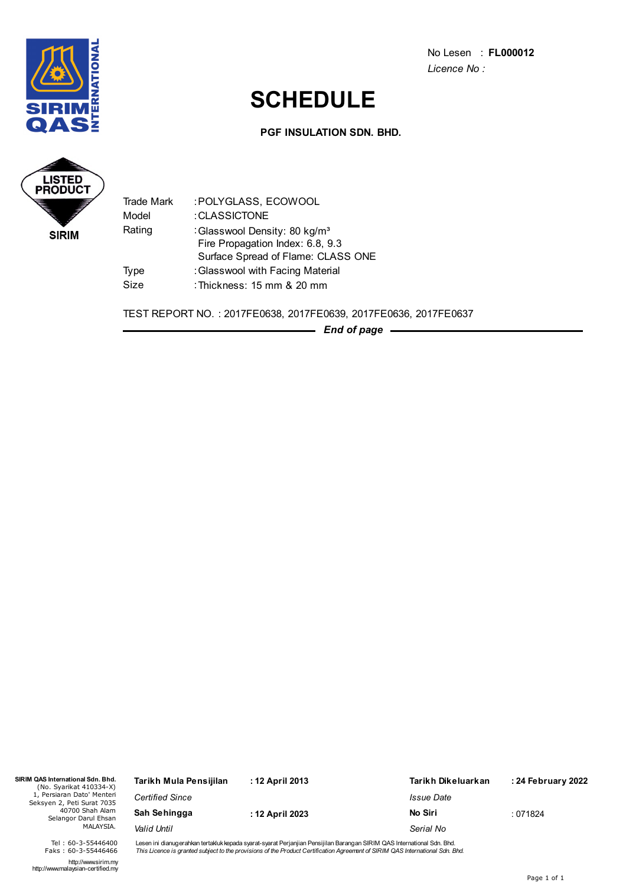No Lesen : **FL000012**
*Licence No :*

# SCHEDULE

**PGF INSULATION SDN. BHD.**

LISTED PRODUCT
SIRIM

| | | |
|---|---|---|
| Trade Mark | : | POLYGLASS, ECOWOOL |
| Model | : | CLASSICTONE |
| Rating | : | Glasswool Density: 80 kg/m³<br>Fire Propagation Index: 6.8, 9.3<br>Surface Spread of Flame: CLASS ONE |
| Type | : | Glasswool with Facing Material |
| Size | : | Thickness: 15 mm & 20 mm |

TEST REPORT NO. : 2017FE0638, 2017FE0639, 2017FE0636, 2017FE0637

***End of page***

**SIRIM QAS International Sdn. Bhd.**
(No. Syarikat 410334-X)
1, Persiaran Dato' Menteri
Seksyen 2, Peti Surat 7035
40700 Shah Alam
Selangor Darul Ehsan
MALAYSIA.

Tel : 60-3-55446400
Faks : 60-3-55446466

http://www.sirim.my
http://www.malaysian-certified.my

| | | | |
|---|---|---|---|
| **Tarikh Mula Pensijilan**<br>*Certified Since* | **: 12 April 2013** | **Tarikh Dikeluarkan**<br>*Issue Date* | **: 24 February 2022** |
| **Sah Sehingga**<br>*Valid Until* | **: 12 April 2023** | **No Siri**<br>*Serial No* | : 071824 |

Lesen ini dianugerahkan tertakluk kepada syarat-syarat Perjanjian Pensijilan Barangan SIRIM QAS International Sdn. Bhd.
*This Licence is granted subject to the provisions of the Product Certification Agreement of SIRIM QAS International Sdn. Bhd.*